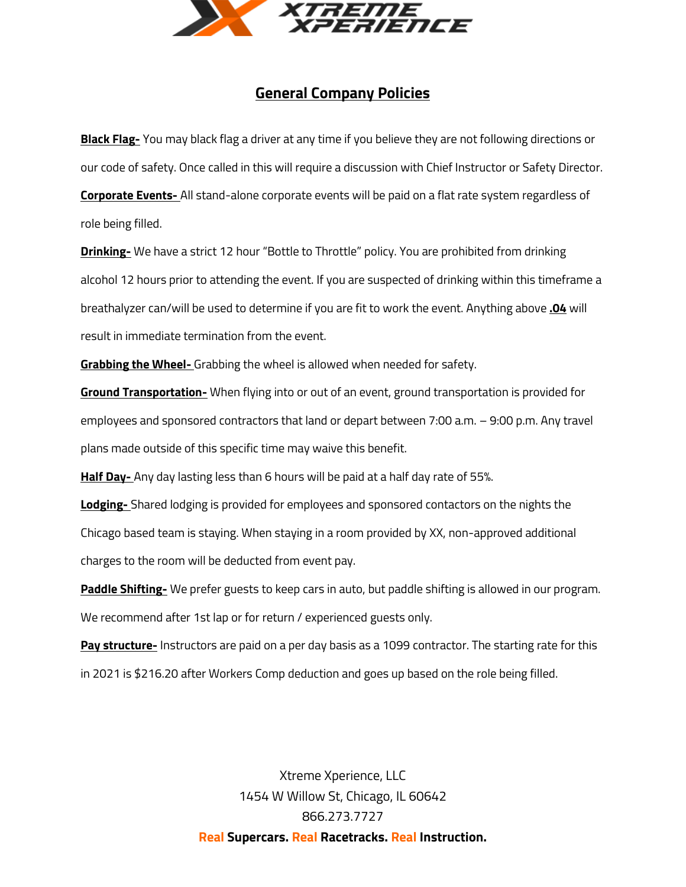# General Company Policies

**Black Flag-** You may black flag a driver at any time if you believe they are not following directions or our code of safety. Once called in this will require a discussion with Chief Instructor or Safety Director.

**Corporate Events-** All stand-alone corporate events will be paid on a flat rate system regardless of role being filled.

**Drinking-** We have a strict 12 hour "Bottle to Throttle" policy. You are prohibited from drinking alcohol 12 hours prior to attending the event. If you are suspected of drinking within this timeframe a breathalyzer can/will be used to determine if you are fit to work the event. Anything above **.04** will result in immediate termination from the event.

**Grabbing the Wheel-** Grabbing the wheel is allowed when needed for safety.

**Ground Transportation-** When flying into or out of an event, ground transportation is provided for employees and sponsored contractors that land or depart between 7:00 a.m. – 9:00 p.m. Any travel plans made outside of this specific time may waive this benefit.

**Half Day-** Any day lasting less than 6 hours will be paid at a half day rate of 55%.

**Lodging-** Shared lodging is provided for employees and sponsored contactors on the nights the Chicago based team is staying. When staying in a room provided by XX, non-approved additional charges to the room will be deducted from event pay.

**Paddle Shifting-** We prefer guests to keep cars in auto, but paddle shifting is allowed in our program. We recommend after 1st lap or for return / experienced guests only.

**Pay structure-** Instructors are paid on a per day basis as a 1099 contractor. The starting rate for this in 2021 is $216.20 after Workers Comp deduction and goes up based on the role being filled.

Xtreme Xperience, LLC
1454 W Willow St, Chicago, IL 60642
866.273.7727
**Real Supercars. Real Racetracks. Real Instruction.**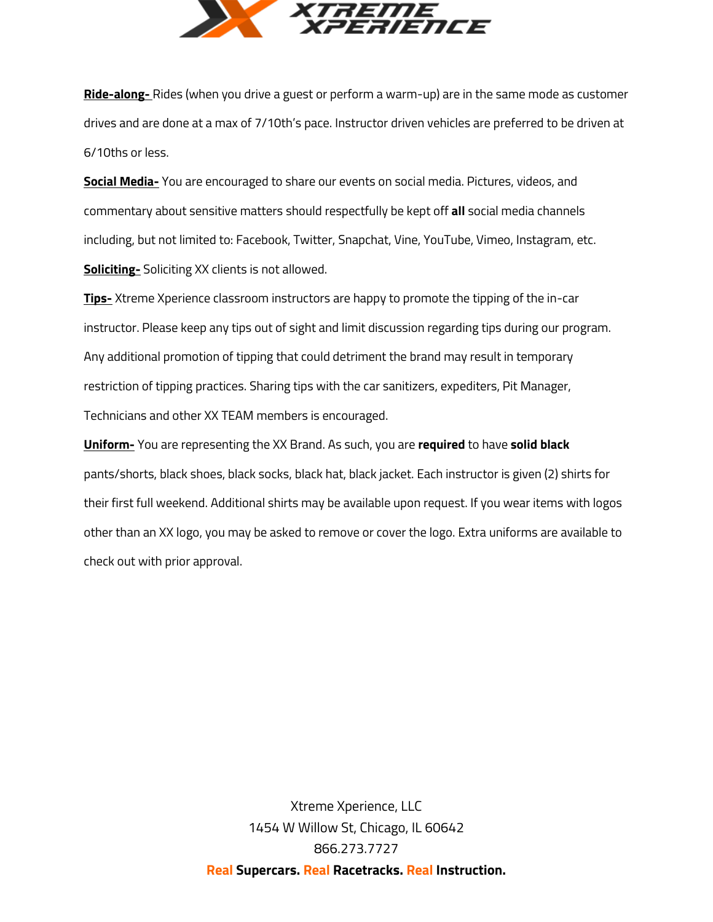**<u>Ride-along-</u>** Rides (when you drive a guest or perform a warm-up) are in the same mode as customer drives and are done at a max of 7/10th's pace. Instructor driven vehicles are preferred to be driven at 6/10ths or less.

**<u>Social Media-</u>** You are encouraged to share our events on social media. Pictures, videos, and commentary about sensitive matters should respectfully be kept off **all** social media channels including, but not limited to: Facebook, Twitter, Snapchat, Vine, YouTube, Vimeo, Instagram, etc.

**<u>Soliciting-</u>** Soliciting XX clients is not allowed.

**<u>Tips-</u>** Xtreme Xperience classroom instructors are happy to promote the tipping of the in-car instructor. Please keep any tips out of sight and limit discussion regarding tips during our program. Any additional promotion of tipping that could detriment the brand may result in temporary restriction of tipping practices. Sharing tips with the car sanitizers, expediters, Pit Manager, Technicians and other XX TEAM members is encouraged.

**<u>Uniform-</u>** You are representing the XX Brand. As such, you are **required** to have **solid black** pants/shorts, black shoes, black socks, black hat, black jacket. Each instructor is given (2) shirts for their first full weekend. Additional shirts may be available upon request. If you wear items with logos other than an XX logo, you may be asked to remove or cover the logo. Extra uniforms are available to check out with prior approval.